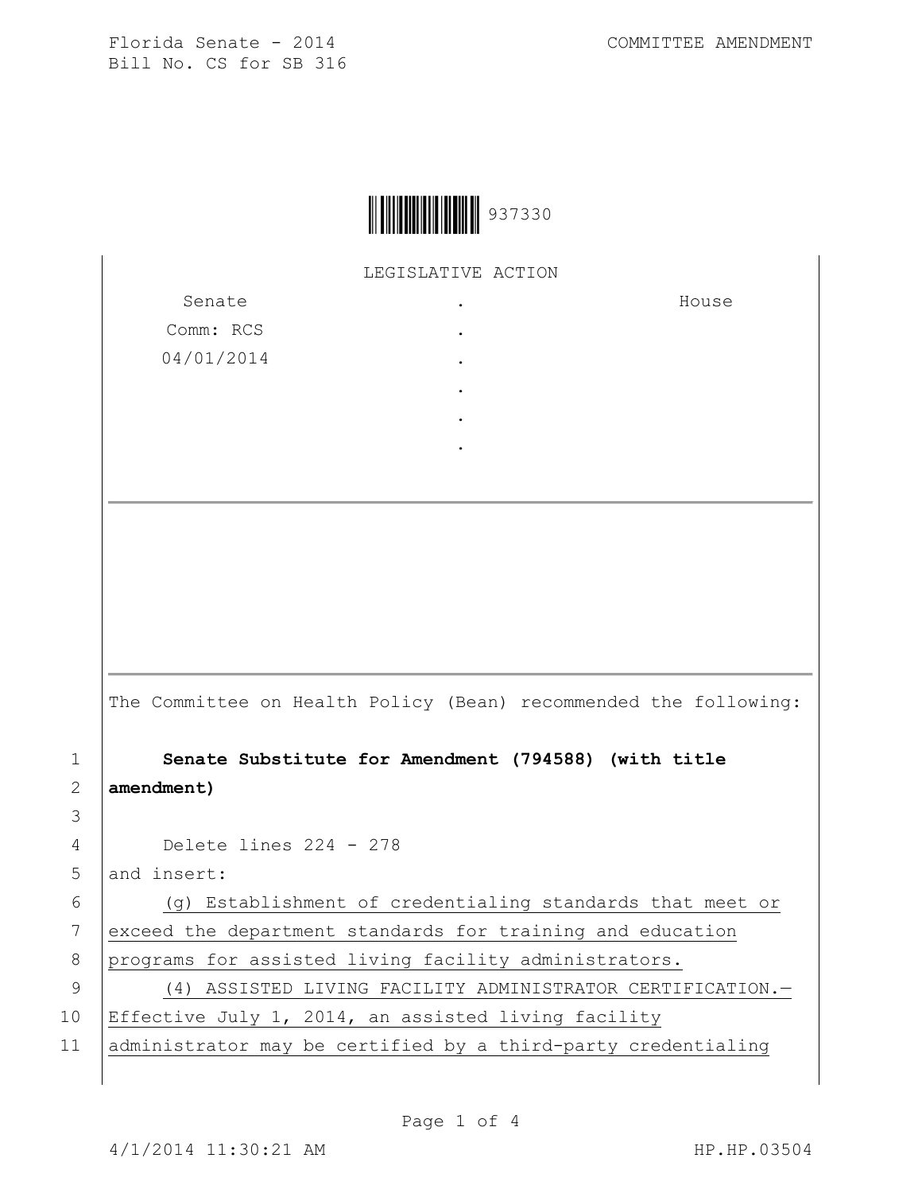Florida Senate - 2014 COMMITTEE AMENDMENT
Bill No. CS for SB 316

937330

LEGISLATIVE ACTION

| Senate | . | House |
|---|---|---|
| Comm: RCS | . | |
| 04/01/2014 | . | |
| | . | |
| | . | |
| | . | |

The Committee on Health Policy (Bean) recommended the following:

1 **Senate Substitute for Amendment (794588) (with title**
2 **amendment)**
3
4 Delete lines 224 - 278
5 and insert:
6 (g) Establishment of credentialing standards that meet or
7 exceed the department standards for training and education
8 programs for assisted living facility administrators.
9 (4) ASSISTED LIVING FACILITY ADMINISTRATOR CERTIFICATION.—
10 Effective July 1, 2014, an assisted living facility
11 administrator may be certified by a third-party credentialing

4/1/2014 11:30:21 AM HP.HP.03504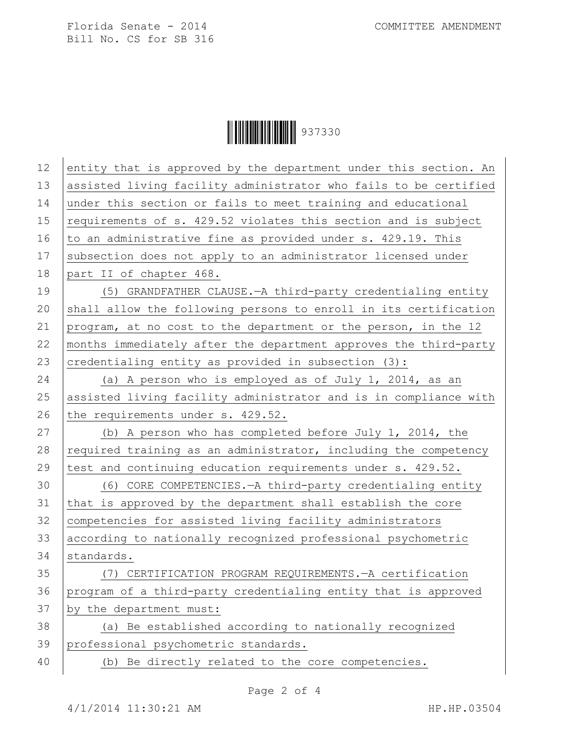entity that is approved by the department under this section. An assisted living facility administrator who fails to be certified under this section or fails to meet training and educational requirements of s. 429.52 violates this section and is subject to an administrative fine as provided under s. 429.19. This subsection does not apply to an administrator licensed under part II of chapter 468.

(5) GRANDFATHER CLAUSE.—A third-party credentialing entity shall allow the following persons to enroll in its certification program, at no cost to the department or the person, in the 12 months immediately after the department approves the third-party credentialing entity as provided in subsection (3):

(a) A person who is employed as of July 1, 2014, as an assisted living facility administrator and is in compliance with the requirements under s. 429.52.

(b) A person who has completed before July 1, 2014, the required training as an administrator, including the competency test and continuing education requirements under s. 429.52.

(6) CORE COMPETENCIES.—A third-party credentialing entity that is approved by the department shall establish the core competencies for assisted living facility administrators according to nationally recognized professional psychometric standards.

(7) CERTIFICATION PROGRAM REQUIREMENTS.—A certification program of a third-party credentialing entity that is approved by the department must:

(a) Be established according to nationally recognized professional psychometric standards.

(b) Be directly related to the core competencies.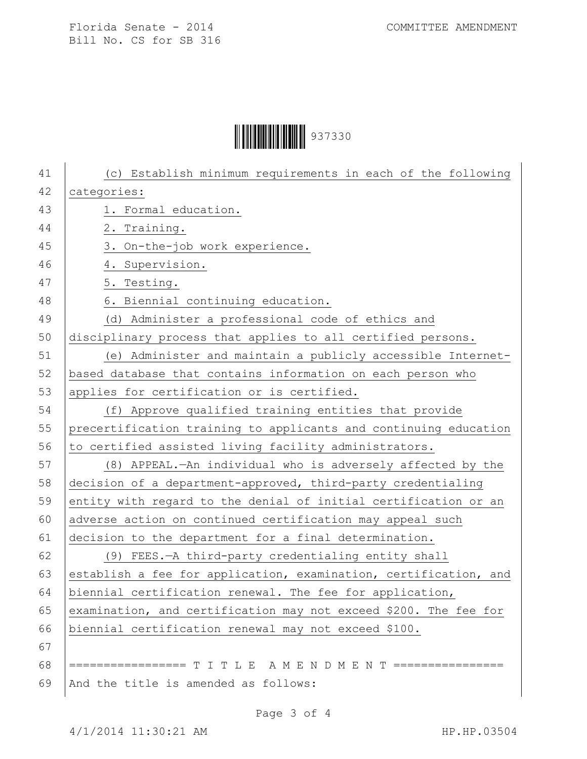(c) Establish minimum requirements in each of the following categories:

1. Formal education.

2. Training.

3. On-the-job work experience.

4. Supervision.

5. Testing.

6. Biennial continuing education.

(d) Administer a professional code of ethics and disciplinary process that applies to all certified persons.

(e) Administer and maintain a publicly accessible Internet-based database that contains information on each person who applies for certification or is certified.

(f) Approve qualified training entities that provide precertification training to applicants and continuing education to certified assisted living facility administrators.

(8) APPEAL.—An individual who is adversely affected by the decision of a department-approved, third-party credentialing entity with regard to the denial of initial certification or an adverse action on continued certification may appeal such decision to the department for a final determination.

(9) FEES.—A third-party credentialing entity shall establish a fee for application, examination, certification, and biennial certification renewal. The fee for application, examination, and certification may not exceed $200. The fee for biennial certification renewal may not exceed $100.

================= T I T L E  A M E N D M E N T ================

And the title is amended as follows: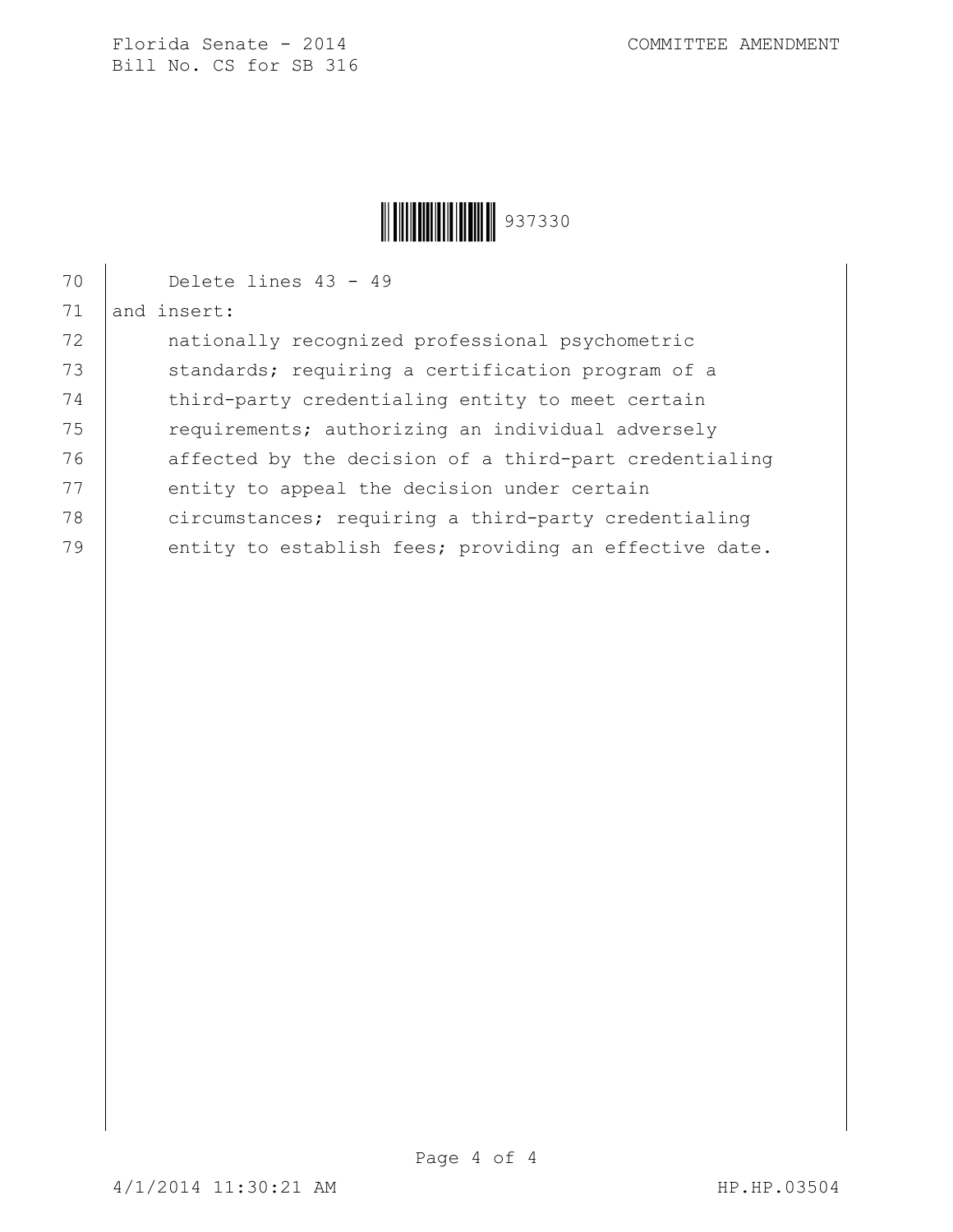Delete lines 43 - 49

and insert:

nationally recognized professional psychometric standards; requiring a certification program of a third-party credentialing entity to meet certain requirements; authorizing an individual adversely affected by the decision of a third-part credentialing entity to appeal the decision under certain circumstances; requiring a third-party credentialing entity to establish fees; providing an effective date.